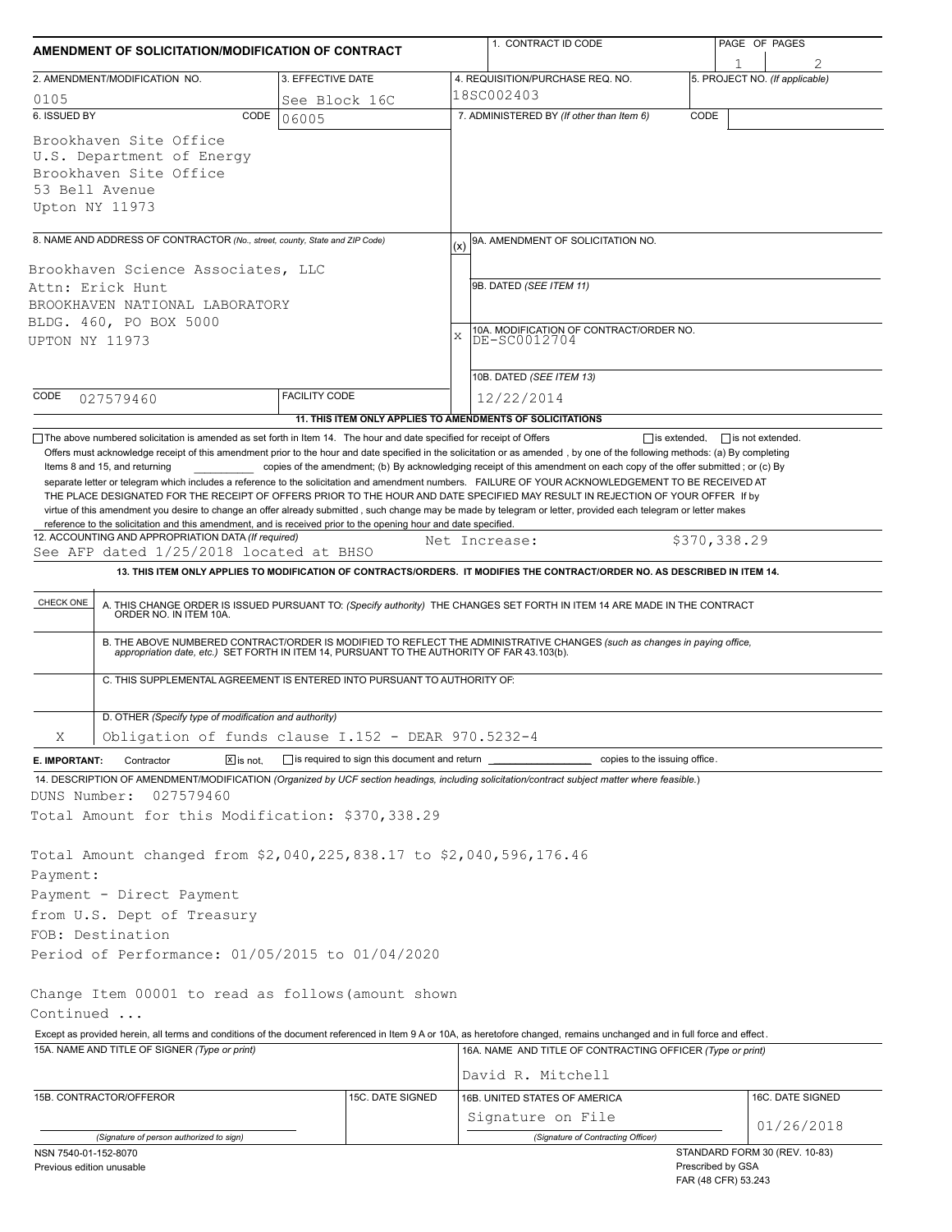# AMENDMENT OF SOLICITATION/MODIFICATION OF CONTRACT

| 1. CONTRACT ID CODE | PAGE OF PAGES |
|---|---|
| | 1 / 2 |

| 2. AMENDMENT/MODIFICATION NO. | 3. EFFECTIVE DATE | 4. REQUISITION/PURCHASE REQ. NO. | 5. PROJECT NO. (If applicable) |
|---|---|---|---|
| 0105 | See Block 16C | 18SC002403 | |

**6. ISSUED BY** CODE 06005

Brookhaven Site Office
U.S. Department of Energy
Brookhaven Site Office
53 Bell Avenue
Upton NY 11973

**7. ADMINISTERED BY** (If other than Item 6) CODE

**8. NAME AND ADDRESS OF CONTRACTOR** (No., street, county, State and ZIP Code)

Brookhaven Science Associates, LLC
Attn: Erick Hunt
BROOKHAVEN NATIONAL LABORATORY
BLDG. 460, PO BOX 5000
UPTON NY 11973

CODE 027579460 FACILITY CODE

(x) 9A. AMENDMENT OF SOLICITATION NO.

9B. DATED (SEE ITEM 11)

X 10A. MODIFICATION OF CONTRACT/ORDER NO.
DE-SC0012704

10B. DATED (SEE ITEM 13)
12/22/2014

**11. THIS ITEM ONLY APPLIES TO AMENDMENTS OF SOLICITATIONS**

☐ The above numbered solicitation is amended as set forth in Item 14. The hour and date specified for receipt of Offers ☐ is extended, ☐ is not extended.

Offers must acknowledge receipt of this amendment prior to the hour and date specified in the solicitation or as amended , by one of the following methods: (a) By completing Items 8 and 15, and returning __________ copies of the amendment; (b) By acknowledging receipt of this amendment on each copy of the offer submitted ; or (c) By separate letter or telegram which includes a reference to the solicitation and amendment numbers. FAILURE OF YOUR ACKNOWLEDGEMENT TO BE RECEIVED AT THE PLACE DESIGNATED FOR THE RECEIPT OF OFFERS PRIOR TO THE HOUR AND DATE SPECIFIED MAY RESULT IN REJECTION OF YOUR OFFER If by virtue of this amendment you desire to change an offer already submitted , such change may be made by telegram or letter, provided each telegram or letter makes reference to the solicitation and this amendment, and is received prior to the opening hour and date specified.

**12. ACCOUNTING AND APPROPRIATION DATA** (If required)
See AFP dated 1/25/2018 located at BHSO — Net Increase: $370,338.29

**13. THIS ITEM ONLY APPLIES TO MODIFICATION OF CONTRACTS/ORDERS. IT MODIFIES THE CONTRACT/ORDER NO. AS DESCRIBED IN ITEM 14.**

| CHECK ONE | |
|---|---|
| | A. THIS CHANGE ORDER IS ISSUED PURSUANT TO: (Specify authority) THE CHANGES SET FORTH IN ITEM 14 ARE MADE IN THE CONTRACT ORDER NO. IN ITEM 10A. |
| | B. THE ABOVE NUMBERED CONTRACT/ORDER IS MODIFIED TO REFLECT THE ADMINISTRATIVE CHANGES (such as changes in paying office, appropriation date, etc.) SET FORTH IN ITEM 14, PURSUANT TO THE AUTHORITY OF FAR 43.103(b). |
| | C. THIS SUPPLEMENTAL AGREEMENT IS ENTERED INTO PURSUANT TO AUTHORITY OF: |
| X | D. OTHER (Specify type of modification and authority) Obligation of funds clause I.152 - DEAR 970.5232-4 |

**E. IMPORTANT:** Contractor ☒ is not, ☐ is required to sign this document and return __________ copies to the issuing office.

**14. DESCRIPTION OF AMENDMENT/MODIFICATION** (Organized by UCF section headings, including solicitation/contract subject matter where feasible.)

DUNS Number: 027579460
Total Amount for this Modification: $370,338.29

Total Amount changed from $2,040,225,838.17 to $2,040,596,176.46
Payment:
Payment - Direct Payment
from U.S. Dept of Treasury
FOB: Destination
Period of Performance: 01/05/2015 to 01/04/2020

Change Item 00001 to read as follows(amount shown
Continued ...

Except as provided herein, all terms and conditions of the document referenced in Item 9 A or 10A, as heretofore changed, remains unchanged and in full force and effect.

| 15A. NAME AND TITLE OF SIGNER (Type or print) | | 16A. NAME AND TITLE OF CONTRACTING OFFICER (Type or print) | |
|---|---|---|---|
| | | David R. Mitchell | |
| 15B. CONTRACTOR/OFFEROR | 15C. DATE SIGNED | 16B. UNITED STATES OF AMERICA | 16C. DATE SIGNED |
| (Signature of person authorized to sign) | | Signature on File (Signature of Contracting Officer) | 01/26/2018 |

NSN 7540-01-152-8070
Previous edition unusable

STANDARD FORM 30 (REV. 10-83)
Prescribed by GSA
FAR (48 CFR) 53.243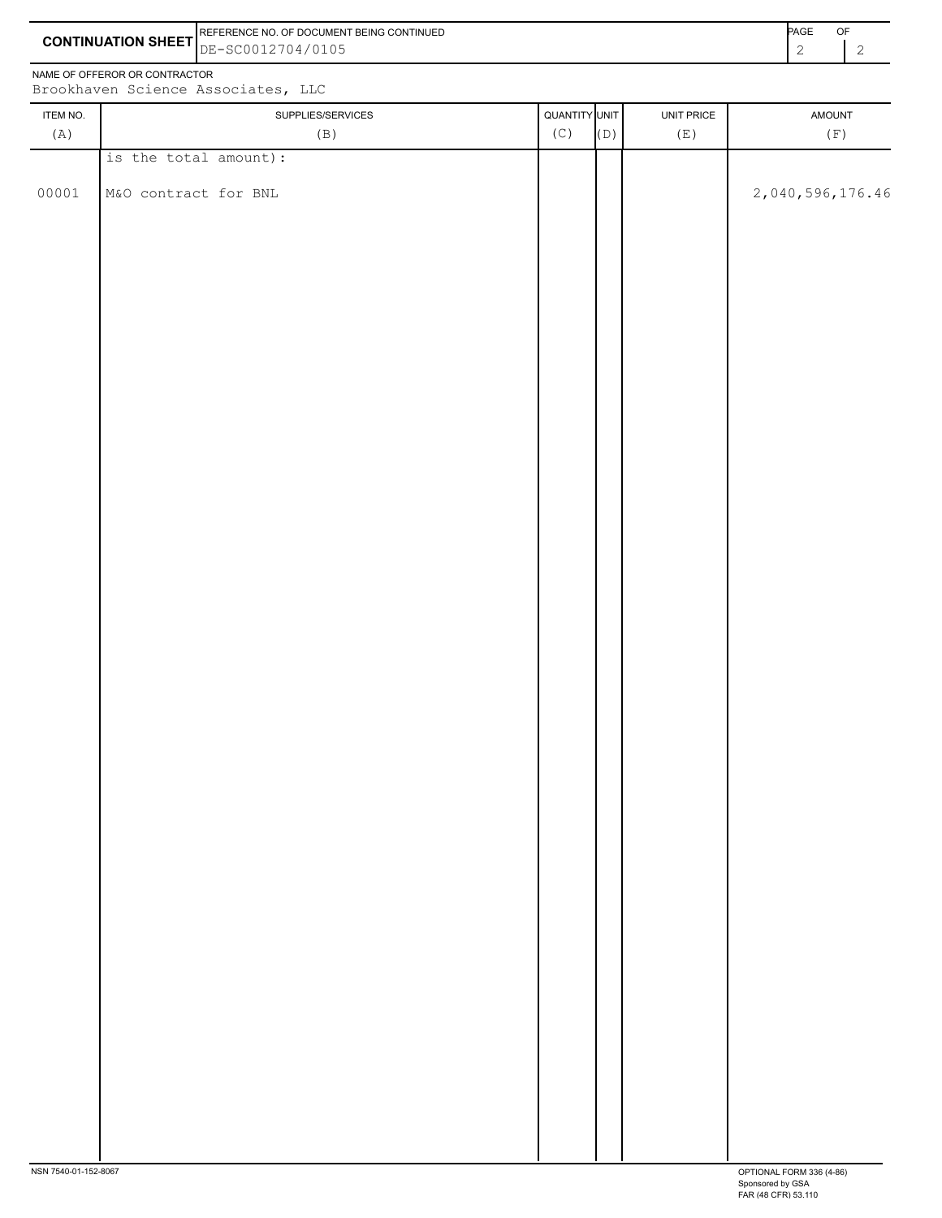**CONTINUATION SHEET**

REFERENCE NO. OF DOCUMENT BEING CONTINUED: DE-SC0012704/0105

PAGE 2 OF 2

NAME OF OFFEROR OR CONTRACTOR: Brookhaven Science Associates, LLC

| ITEM NO. (A) | SUPPLIES/SERVICES (B) | QUANTITY (C) | UNIT (D) | UNIT PRICE (E) | AMOUNT (F) |
|---|---|---|---|---|---|
| | is the total amount): | | | | |
| 00001 | M&O contract for BNL | | | | 2,040,596,176.46 |

NSN 7540-01-152-8067

OPTIONAL FORM 336 (4-86)
Sponsored by GSA
FAR (48 CFR) 53.110